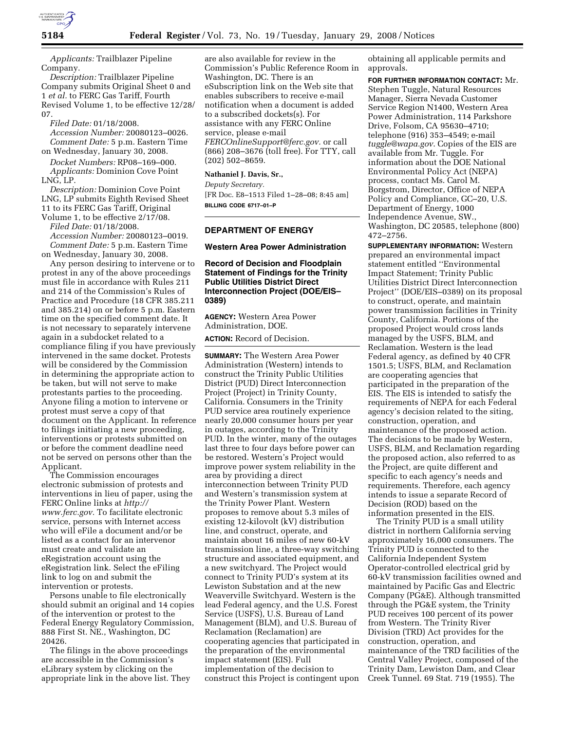*Applicants:* Trailblazer Pipeline Company.

*Description:* Trailblazer Pipeline Company submits Original Sheet 0 and 1 *et al.* to FERC Gas Tariff, Fourth Revised Volume 1, to be effective 12/28/07.

*Filed Date:* 01/18/2008.

*Accession Number:* 20080123–0026.

*Comment Date:* 5 p.m. Eastern Time on Wednesday, January 30, 2008.

*Docket Numbers:* RP08–169–000.

*Applicants:* Dominion Cove Point LNG, LP.

*Description:* Dominion Cove Point LNG, LP submits Eighth Revised Sheet 11 to its FERC Gas Tariff, Original Volume 1, to be effective 2/17/08.

*Filed Date:* 01/18/2008.

*Accession Number:* 20080123–0019.

*Comment Date:* 5 p.m. Eastern Time on Wednesday, January 30, 2008.

Any person desiring to intervene or to protest in any of the above proceedings must file in accordance with Rules 211 and 214 of the Commission's Rules of Practice and Procedure (18 CFR 385.211 and 385.214) on or before 5 p.m. Eastern time on the specified comment date. It is not necessary to separately intervene again in a subdocket related to a compliance filing if you have previously intervened in the same docket. Protests will be considered by the Commission in determining the appropriate action to be taken, but will not serve to make protestants parties to the proceeding. Anyone filing a motion to intervene or protest must serve a copy of that document on the Applicant. In reference to filings initiating a new proceeding, interventions or protests submitted on or before the comment deadline need not be served on persons other than the Applicant.

The Commission encourages electronic submission of protests and interventions in lieu of paper, using the FERC Online links at *http://www.ferc.gov.* To facilitate electronic service, persons with Internet access who will eFile a document and/or be listed as a contact for an intervenor must create and validate an eRegistration account using the eRegistration link. Select the eFiling link to log on and submit the intervention or protests.

Persons unable to file electronically should submit an original and 14 copies of the intervention or protest to the Federal Energy Regulatory Commission, 888 First St. NE., Washington, DC 20426.

The filings in the above proceedings are accessible in the Commission's eLibrary system by clicking on the appropriate link in the above list. They are also available for review in the Commission's Public Reference Room in Washington, DC. There is an eSubscription link on the Web site that enables subscribers to receive e-mail notification when a document is added to a subscribed dockets(s). For assistance with any FERC Online service, please e-mail *FERCOnlineSupport@ferc.gov.* or call (866) 208–3676 (toll free). For TTY, call (202) 502–8659.

**Nathaniel J. Davis, Sr.,**

*Deputy Secretary.*

[FR Doc. E8–1513 Filed 1–28–08; 8:45 am]

**BILLING CODE 6717–01–P**

## DEPARTMENT OF ENERGY

### Western Area Power Administration

### Record of Decision and Floodplain Statement of Findings for the Trinity Public Utilities District Direct Interconnection Project (DOE/EIS–0389)

**AGENCY:** Western Area Power Administration, DOE.

**ACTION:** Record of Decision.

**SUMMARY:** The Western Area Power Administration (Western) intends to construct the Trinity Public Utilities District (PUD) Direct Interconnection Project (Project) in Trinity County, California. Consumers in the Trinity PUD service area routinely experience nearly 20,000 consumer hours per year in outages, according to the Trinity PUD. In the winter, many of the outages last three to four days before power can be restored. Western's Project would improve power system reliability in the area by providing a direct interconnection between Trinity PUD and Western's transmission system at the Trinity Power Plant. Western proposes to remove about 5.3 miles of existing 12-kilovolt (kV) distribution line, and construct, operate, and maintain about 16 miles of new 60-kV transmission line, a three-way switching structure and associated equipment, and a new switchyard. The Project would connect to Trinity PUD's system at its Lewiston Substation and at the new Weaverville Switchyard. Western is the lead Federal agency, and the U.S. Forest Service (USFS), U.S. Bureau of Land Management (BLM), and U.S. Bureau of Reclamation (Reclamation) are cooperating agencies that participated in the preparation of the environmental impact statement (EIS). Full implementation of the decision to construct this Project is contingent upon obtaining all applicable permits and approvals.

**FOR FURTHER INFORMATION CONTACT:** Mr. Stephen Tuggle, Natural Resources Manager, Sierra Nevada Customer Service Region N1400, Western Area Power Administration, 114 Parkshore Drive, Folsom, CA 95630–4710; telephone (916) 353–4549; e-mail *tuggle@wapa.gov*. Copies of the EIS are available from Mr. Tuggle. For information about the DOE National Environmental Policy Act (NEPA) process, contact Ms. Carol M. Borgstrom, Director, Office of NEPA Policy and Compliance, GC–20, U.S. Department of Energy, 1000 Independence Avenue, SW., Washington, DC 20585, telephone (800) 472–2756.

**SUPPLEMENTARY INFORMATION:** Western prepared an environmental impact statement entitled ''Environmental Impact Statement; Trinity Public Utilities District Direct Interconnection Project'' (DOE/EIS–0389) on its proposal to construct, operate, and maintain power transmission facilities in Trinity County, California. Portions of the proposed Project would cross lands managed by the USFS, BLM, and Reclamation. Western is the lead Federal agency, as defined by 40 CFR 1501.5; USFS, BLM, and Reclamation are cooperating agencies that participated in the preparation of the EIS. The EIS is intended to satisfy the requirements of NEPA for each Federal agency's decision related to the siting, construction, operation, and maintenance of the proposed action. The decisions to be made by Western, USFS, BLM, and Reclamation regarding the proposed action, also referred to as the Project, are quite different and specific to each agency's needs and requirements. Therefore, each agency intends to issue a separate Record of Decision (ROD) based on the information presented in the EIS.

The Trinity PUD is a small utility district in northern California serving approximately 16,000 consumers. The Trinity PUD is connected to the California Independent System Operator-controlled electrical grid by 60-kV transmission facilities owned and maintained by Pacific Gas and Electric Company (PG&E). Although transmitted through the PG&E system, the Trinity PUD receives 100 percent of its power from Western. The Trinity River Division (TRD) Act provides for the construction, operation, and maintenance of the TRD facilities of the Central Valley Project, composed of the Trinity Dam, Lewiston Dam, and Clear Creek Tunnel. 69 Stat. 719 (1955). The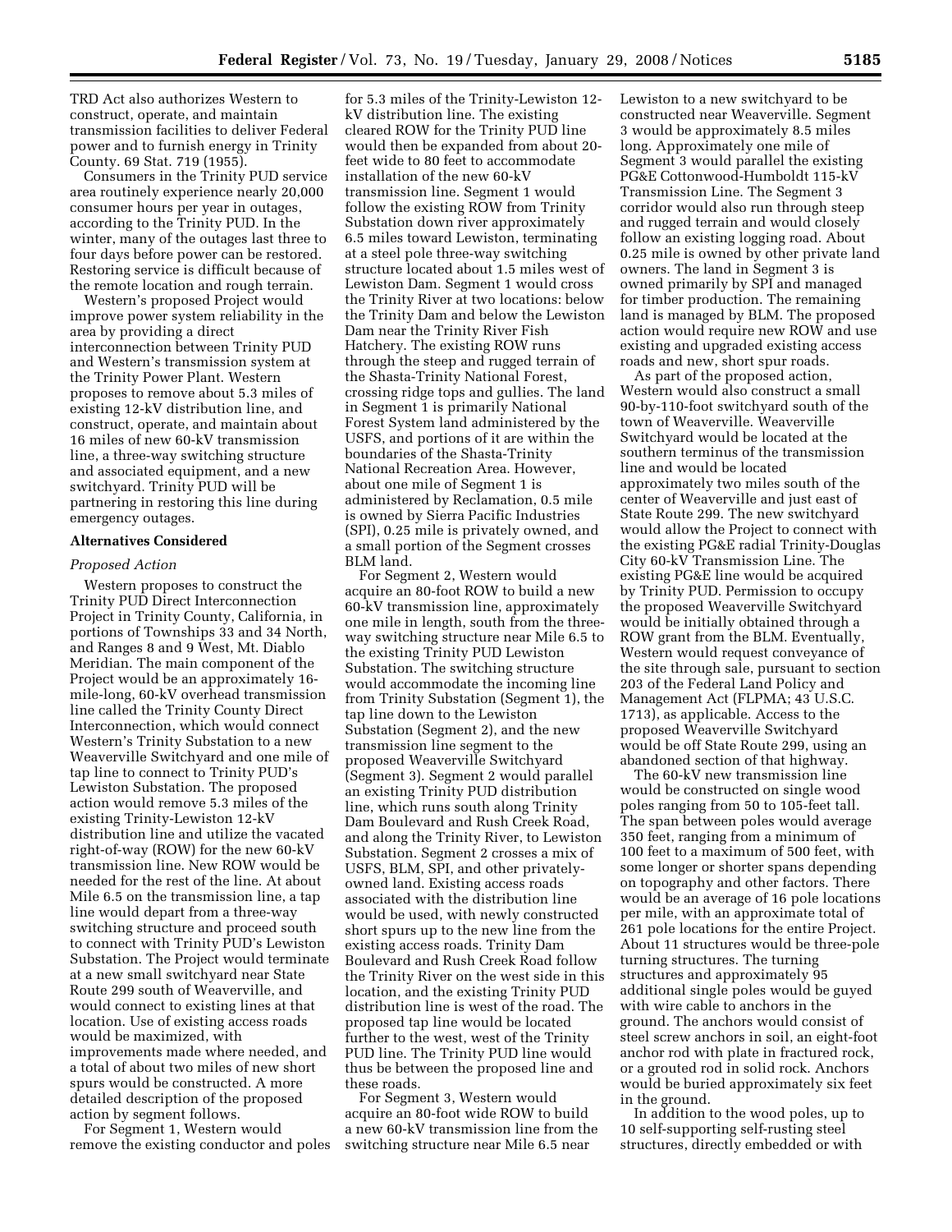TRD Act also authorizes Western to construct, operate, and maintain transmission facilities to deliver Federal power and to furnish energy in Trinity County. 69 Stat. 719 (1955).

Consumers in the Trinity PUD service area routinely experience nearly 20,000 consumer hours per year in outages, according to the Trinity PUD. In the winter, many of the outages last three to four days before power can be restored. Restoring service is difficult because of the remote location and rough terrain.

Western's proposed Project would improve power system reliability in the area by providing a direct interconnection between Trinity PUD and Western's transmission system at the Trinity Power Plant. Western proposes to remove about 5.3 miles of existing 12-kV distribution line, and construct, operate, and maintain about 16 miles of new 60-kV transmission line, a three-way switching structure and associated equipment, and a new switchyard. Trinity PUD will be partnering in restoring this line during emergency outages.

## Alternatives Considered

### *Proposed Action*

Western proposes to construct the Trinity PUD Direct Interconnection Project in Trinity County, California, in portions of Townships 33 and 34 North, and Ranges 8 and 9 West, Mt. Diablo Meridian. The main component of the Project would be an approximately 16-mile-long, 60-kV overhead transmission line called the Trinity County Direct Interconnection, which would connect Western's Trinity Substation to a new Weaverville Switchyard and one mile of tap line to connect to Trinity PUD's Lewiston Substation. The proposed action would remove 5.3 miles of the existing Trinity-Lewiston 12-kV distribution line and utilize the vacated right-of-way (ROW) for the new 60-kV transmission line. New ROW would be needed for the rest of the line. At about Mile 6.5 on the transmission line, a tap line would depart from a three-way switching structure and proceed south to connect with Trinity PUD's Lewiston Substation. The Project would terminate at a new small switchyard near State Route 299 south of Weaverville, and would connect to existing lines at that location. Use of existing access roads would be maximized, with improvements made where needed, and a total of about two miles of new short spurs would be constructed. A more detailed description of the proposed action by segment follows.

For Segment 1, Western would remove the existing conductor and poles for 5.3 miles of the Trinity-Lewiston 12-kV distribution line. The existing cleared ROW for the Trinity PUD line would then be expanded from about 20-feet wide to 80 feet to accommodate installation of the new 60-kV transmission line. Segment 1 would follow the existing ROW from Trinity Substation down river approximately 6.5 miles toward Lewiston, terminating at a steel pole three-way switching structure located about 1.5 miles west of Lewiston Dam. Segment 1 would cross the Trinity River at two locations: below the Trinity Dam and below the Lewiston Dam near the Trinity River Fish Hatchery. The existing ROW runs through the steep and rugged terrain of the Shasta-Trinity National Forest, crossing ridge tops and gullies. The land in Segment 1 is primarily National Forest System land administered by the USFS, and portions of it are within the boundaries of the Shasta-Trinity National Recreation Area. However, about one mile of Segment 1 is administered by Reclamation, 0.5 mile is owned by Sierra Pacific Industries (SPI), 0.25 mile is privately owned, and a small portion of the Segment crosses BLM land.

For Segment 2, Western would acquire an 80-foot ROW to build a new 60-kV transmission line, approximately one mile in length, south from the three-way switching structure near Mile 6.5 to the existing Trinity PUD Lewiston Substation. The switching structure would accommodate the incoming line from Trinity Substation (Segment 1), the tap line down to the Lewiston Substation (Segment 2), and the new transmission line segment to the proposed Weaverville Switchyard (Segment 3). Segment 2 would parallel an existing Trinity PUD distribution line, which runs south along Trinity Dam Boulevard and Rush Creek Road, and along the Trinity River, to Lewiston Substation. Segment 2 crosses a mix of USFS, BLM, SPI, and other privately-owned land. Existing access roads associated with the distribution line would be used, with newly constructed short spurs up to the new line from the existing access roads. Trinity Dam Boulevard and Rush Creek Road follow the Trinity River on the west side in this location, and the existing Trinity PUD distribution line is west of the road. The proposed tap line would be located further to the west, west of the Trinity PUD line. The Trinity PUD line would thus be between the proposed line and these roads.

For Segment 3, Western would acquire an 80-foot wide ROW to build a new 60-kV transmission line from the switching structure near Mile 6.5 near Lewiston to a new switchyard to be constructed near Weaverville. Segment 3 would be approximately 8.5 miles long. Approximately one mile of Segment 3 would parallel the existing PG&E Cottonwood-Humboldt 115-kV Transmission Line. The Segment 3 corridor would also run through steep and rugged terrain and would closely follow an existing logging road. About 0.25 mile is owned by other private land owners. The land in Segment 3 is owned primarily by SPI and managed for timber production. The remaining land is managed by BLM. The proposed action would require new ROW and use existing and upgraded existing access roads and new, short spur roads.

As part of the proposed action, Western would also construct a small 90-by-110-foot switchyard south of the town of Weaverville. Weaverville Switchyard would be located at the southern terminus of the transmission line and would be located approximately two miles south of the center of Weaverville and just east of State Route 299. The new switchyard would allow the Project to connect with the existing PG&E radial Trinity-Douglas City 60-kV Transmission Line. The existing PG&E line would be acquired by Trinity PUD. Permission to occupy the proposed Weaverville Switchyard would be initially obtained through a ROW grant from the BLM. Eventually, Western would request conveyance of the site through sale, pursuant to section 203 of the Federal Land Policy and Management Act (FLPMA; 43 U.S.C. 1713), as applicable. Access to the proposed Weaverville Switchyard would be off State Route 299, using an abandoned section of that highway.

The 60-kV new transmission line would be constructed on single wood poles ranging from 50 to 105-feet tall. The span between poles would average 350 feet, ranging from a minimum of 100 feet to a maximum of 500 feet, with some longer or shorter spans depending on topography and other factors. There would be an average of 16 pole locations per mile, with an approximate total of 261 pole locations for the entire Project. About 11 structures would be three-pole turning structures. The turning structures and approximately 95 additional single poles would be guyed with wire cable to anchors in the ground. The anchors would consist of steel screw anchors in soil, an eight-foot anchor rod with plate in fractured rock, or a grouted rod in solid rock. Anchors would be buried approximately six feet in the ground.

In addition to the wood poles, up to 10 self-supporting self-rusting steel structures, directly embedded or with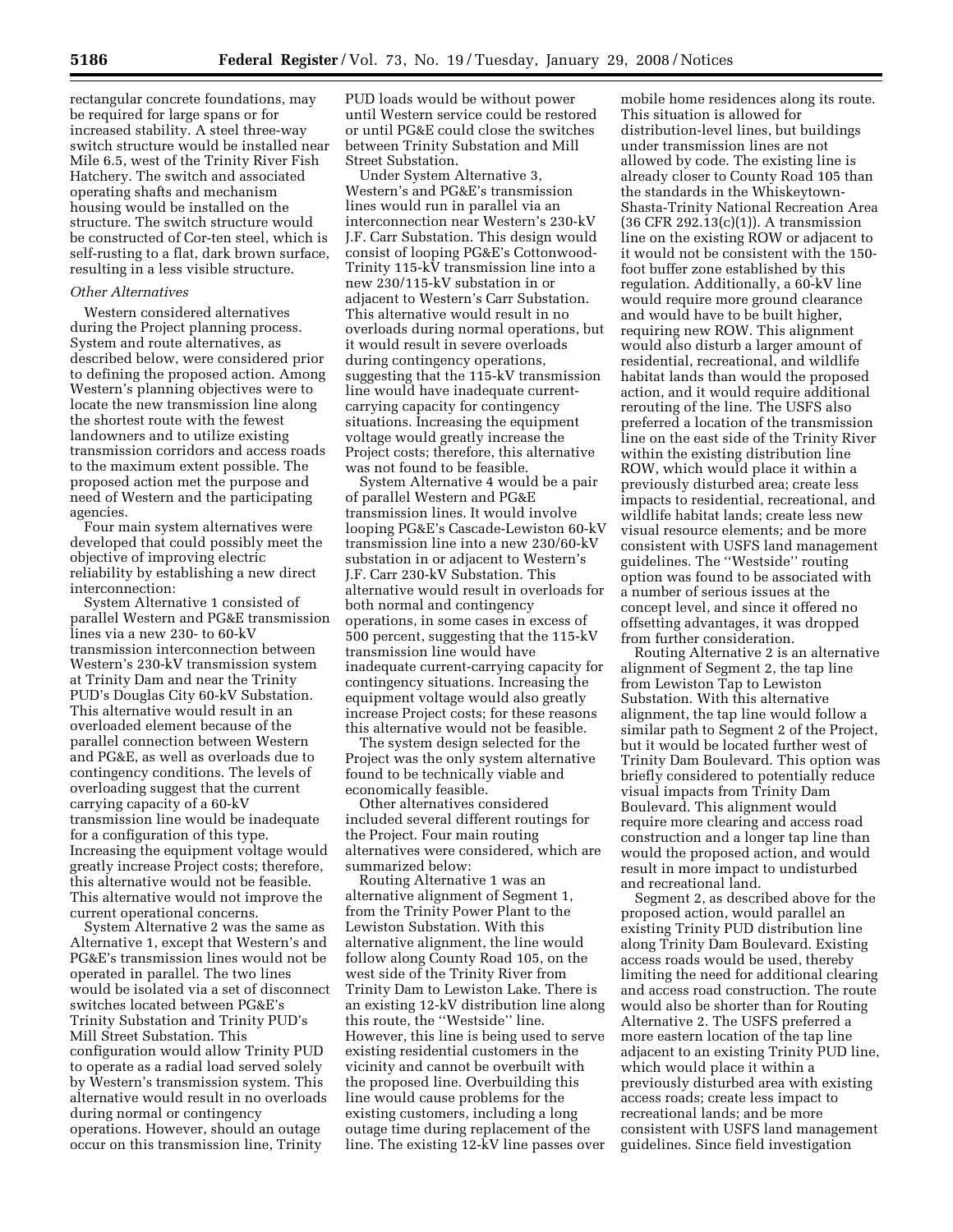rectangular concrete foundations, may be required for large spans or for increased stability. A steel three-way switch structure would be installed near Mile 6.5, west of the Trinity River Fish Hatchery. The switch and associated operating shafts and mechanism housing would be installed on the structure. The switch structure would be constructed of Cor-ten steel, which is self-rusting to a flat, dark brown surface, resulting in a less visible structure.

*Other Alternatives*

Western considered alternatives during the Project planning process. System and route alternatives, as described below, were considered prior to defining the proposed action. Among Western's planning objectives were to locate the new transmission line along the shortest route with the fewest landowners and to utilize existing transmission corridors and access roads to the maximum extent possible. The proposed action met the purpose and need of Western and the participating agencies.

Four main system alternatives were developed that could possibly meet the objective of improving electric reliability by establishing a new direct interconnection:

System Alternative 1 consisted of parallel Western and PG&E transmission lines via a new 230- to 60-kV transmission interconnection between Western's 230-kV transmission system at Trinity Dam and near the Trinity PUD's Douglas City 60-kV Substation. This alternative would result in an overloaded element because of the parallel connection between Western and PG&E, as well as overloads due to contingency conditions. The levels of overloading suggest that the current carrying capacity of a 60-kV transmission line would be inadequate for a configuration of this type. Increasing the equipment voltage would greatly increase Project costs; therefore, this alternative would not be feasible. This alternative would not improve the current operational concerns.

System Alternative 2 was the same as Alternative 1, except that Western's and PG&E's transmission lines would not be operated in parallel. The two lines would be isolated via a set of disconnect switches located between PG&E's Trinity Substation and Trinity PUD's Mill Street Substation. This configuration would allow Trinity PUD to operate as a radial load served solely by Western's transmission system. This alternative would result in no overloads during normal or contingency operations. However, should an outage occur on this transmission line, Trinity PUD loads would be without power until Western service could be restored or until PG&E could close the switches between Trinity Substation and Mill Street Substation.

Under System Alternative 3, Western's and PG&E's transmission lines would run in parallel via an interconnection near Western's 230-kV J.F. Carr Substation. This design would consist of looping PG&E's Cottonwood-Trinity 115-kV transmission line into a new 230/115-kV substation in or adjacent to Western's Carr Substation. This alternative would result in no overloads during normal operations, but it would result in severe overloads during contingency operations, suggesting that the 115-kV transmission line would have inadequate current-carrying capacity for contingency situations. Increasing the equipment voltage would greatly increase the Project costs; therefore, this alternative was not found to be feasible.

System Alternative 4 would be a pair of parallel Western and PG&E transmission lines. It would involve looping PG&E's Cascade-Lewiston 60-kV transmission line into a new 230/60-kV substation in or adjacent to Western's J.F. Carr 230-kV Substation. This alternative would result in overloads for both normal and contingency operations, in some cases in excess of 500 percent, suggesting that the 115-kV transmission line would have inadequate current-carrying capacity for contingency situations. Increasing the equipment voltage would also greatly increase Project costs; for these reasons this alternative would not be feasible.

The system design selected for the Project was the only system alternative found to be technically viable and economically feasible.

Other alternatives considered included several different routings for the Project. Four main routing alternatives were considered, which are summarized below:

Routing Alternative 1 was an alternative alignment of Segment 1, from the Trinity Power Plant to the Lewiston Substation. With this alternative alignment, the line would follow along County Road 105, on the west side of the Trinity River from Trinity Dam to Lewiston Lake. There is an existing 12-kV distribution line along this route, the ''Westside'' line. However, this line is being used to serve existing residential customers in the vicinity and cannot be overbuilt with the proposed line. Overbuilding this line would cause problems for the existing customers, including a long outage time during replacement of the line. The existing 12-kV line passes over mobile home residences along its route. This situation is allowed for distribution-level lines, but buildings under transmission lines are not allowed by code. The existing line is already closer to County Road 105 than the standards in the Whiskeytown-Shasta-Trinity National Recreation Area (36 CFR 292.13(c)(1)). A transmission line on the existing ROW or adjacent to it would not be consistent with the 150-foot buffer zone established by this regulation. Additionally, a 60-kV line would require more ground clearance and would have to be built higher, requiring new ROW. This alignment would also disturb a larger amount of residential, recreational, and wildlife habitat lands than would the proposed action, and it would require additional rerouting of the line. The USFS also preferred a location of the transmission line on the east side of the Trinity River within the existing distribution line ROW, which would place it within a previously disturbed area; create less impacts to residential, recreational, and wildlife habitat lands; create less new visual resource elements; and be more consistent with USFS land management guidelines. The ''Westside'' routing option was found to be associated with a number of serious issues at the concept level, and since it offered no offsetting advantages, it was dropped from further consideration.

Routing Alternative 2 is an alternative alignment of Segment 2, the tap line from Lewiston Tap to Lewiston Substation. With this alternative alignment, the tap line would follow a similar path to Segment 2 of the Project, but it would be located further west of Trinity Dam Boulevard. This option was briefly considered to potentially reduce visual impacts from Trinity Dam Boulevard. This alignment would require more clearing and access road construction and a longer tap line than would the proposed action, and would result in more impact to undisturbed and recreational land.

Segment 2, as described above for the proposed action, would parallel an existing Trinity PUD distribution line along Trinity Dam Boulevard. Existing access roads would be used, thereby limiting the need for additional clearing and access road construction. The route would also be shorter than for Routing Alternative 2. The USFS preferred a more eastern location of the tap line adjacent to an existing Trinity PUD line, which would place it within a previously disturbed area with existing access roads; create less impact to recreational lands; and be more consistent with USFS land management guidelines. Since field investigation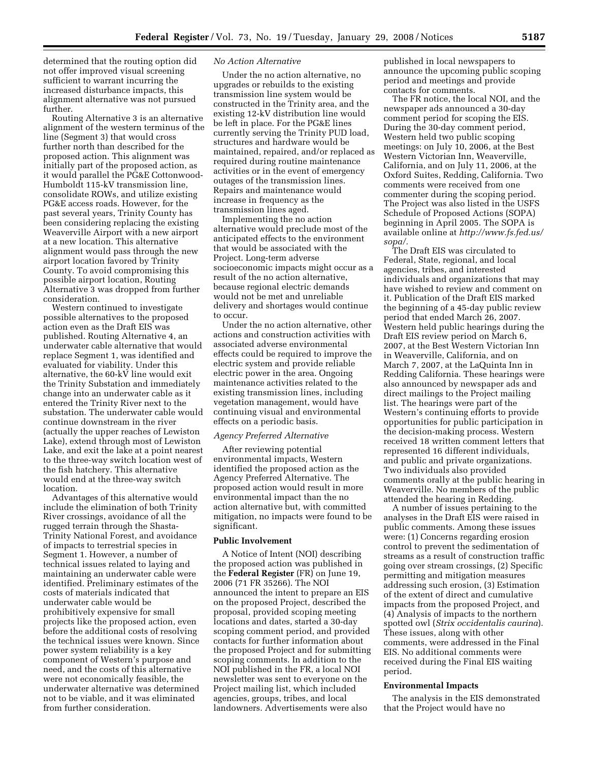determined that the routing option did not offer improved visual screening sufficient to warrant incurring the increased disturbance impacts, this alignment alternative was not pursued further.

Routing Alternative 3 is an alternative alignment of the western terminus of the line (Segment 3) that would cross further north than described for the proposed action. This alignment was initially part of the proposed action, as it would parallel the PG&E Cottonwood-Humboldt 115-kV transmission line, consolidate ROWs, and utilize existing PG&E access roads. However, for the past several years, Trinity County has been considering replacing the existing Weaverville Airport with a new airport at a new location. This alternative alignment would pass through the new airport location favored by Trinity County. To avoid compromising this possible airport location, Routing Alternative 3 was dropped from further consideration.

Western continued to investigate possible alternatives to the proposed action even as the Draft EIS was published. Routing Alternative 4, an underwater cable alternative that would replace Segment 1, was identified and evaluated for viability. Under this alternative, the 60-kV line would exit the Trinity Substation and immediately change into an underwater cable as it entered the Trinity River next to the substation. The underwater cable would continue downstream in the river (actually the upper reaches of Lewiston Lake), extend through most of Lewiston Lake, and exit the lake at a point nearest to the three-way switch location west of the fish hatchery. This alternative would end at the three-way switch location.

Advantages of this alternative would include the elimination of both Trinity River crossings, avoidance of all the rugged terrain through the Shasta-Trinity National Forest, and avoidance of impacts to terrestrial species in Segment 1. However, a number of technical issues related to laying and maintaining an underwater cable were identified. Preliminary estimates of the costs of materials indicated that underwater cable would be prohibitively expensive for small projects like the proposed action, even before the additional costs of resolving the technical issues were known. Since power system reliability is a key component of Western's purpose and need, and the costs of this alternative were not economically feasible, the underwater alternative was determined not to be viable, and it was eliminated from further consideration.

*No Action Alternative*

Under the no action alternative, no upgrades or rebuilds to the existing transmission line system would be constructed in the Trinity area, and the existing 12-kV distribution line would be left in place. For the PG&E lines currently serving the Trinity PUD load, structures and hardware would be maintained, repaired, and/or replaced as required during routine maintenance activities or in the event of emergency outages of the transmission lines. Repairs and maintenance would increase in frequency as the transmission lines aged.

Implementing the no action alternative would preclude most of the anticipated effects to the environment that would be associated with the Project. Long-term adverse socioeconomic impacts might occur as a result of the no action alternative, because regional electric demands would not be met and unreliable delivery and shortages would continue to occur.

Under the no action alternative, other actions and construction activities with associated adverse environmental effects could be required to improve the electric system and provide reliable electric power in the area. Ongoing maintenance activities related to the existing transmission lines, including vegetation management, would have continuing visual and environmental effects on a periodic basis.

*Agency Preferred Alternative*

After reviewing potential environmental impacts, Western identified the proposed action as the Agency Preferred Alternative. The proposed action would result in more environmental impact than the no action alternative but, with committed mitigation, no impacts were found to be significant.

**Public Involvement**

A Notice of Intent (NOI) describing the proposed action was published in the **Federal Register** (FR) on June 19, 2006 (71 FR 35266). The NOI announced the intent to prepare an EIS on the proposed Project, described the proposal, provided scoping meeting locations and dates, started a 30-day scoping comment period, and provided contacts for further information about the proposed Project and for submitting scoping comments. In addition to the NOI published in the FR, a local NOI newsletter was sent to everyone on the Project mailing list, which included agencies, groups, tribes, and local landowners. Advertisements were also published in local newspapers to announce the upcoming public scoping period and meetings and provide contacts for comments.

The FR notice, the local NOI, and the newspaper ads announced a 30-day comment period for scoping the EIS. During the 30-day comment period, Western held two public scoping meetings: on July 10, 2006, at the Best Western Victorian Inn, Weaverville, California, and on July 11, 2006, at the Oxford Suites, Redding, California. Two comments were received from one commenter during the scoping period. The Project was also listed in the USFS Schedule of Proposed Actions (SOPA) beginning in April 2005. The SOPA is available online at *http://www.fs.fed.us/sopa/.*

The Draft EIS was circulated to Federal, State, regional, and local agencies, tribes, and interested individuals and organizations that may have wished to review and comment on it. Publication of the Draft EIS marked the beginning of a 45-day public review period that ended March 26, 2007. Western held public hearings during the Draft EIS review period on March 6, 2007, at the Best Western Victorian Inn in Weaverville, California, and on March 7, 2007, at the LaQuinta Inn in Redding California. These hearings were also announced by newspaper ads and direct mailings to the Project mailing list. The hearings were part of the Western's continuing efforts to provide opportunities for public participation in the decision-making process. Western received 18 written comment letters that represented 16 different individuals, and public and private organizations. Two individuals also provided comments orally at the public hearing in Weaverville. No members of the public attended the hearing in Redding.

A number of issues pertaining to the analyses in the Draft EIS were raised in public comments. Among these issues were: (1) Concerns regarding erosion control to prevent the sedimentation of streams as a result of construction traffic going over stream crossings, (2) Specific permitting and mitigation measures addressing such erosion, (3) Estimation of the extent of direct and cumulative impacts from the proposed Project, and (4) Analysis of impacts to the northern spotted owl (*Strix occidentalis caurina*). These issues, along with other comments, were addressed in the Final EIS. No additional comments were received during the Final EIS waiting period.

**Environmental Impacts**

The analysis in the EIS demonstrated that the Project would have no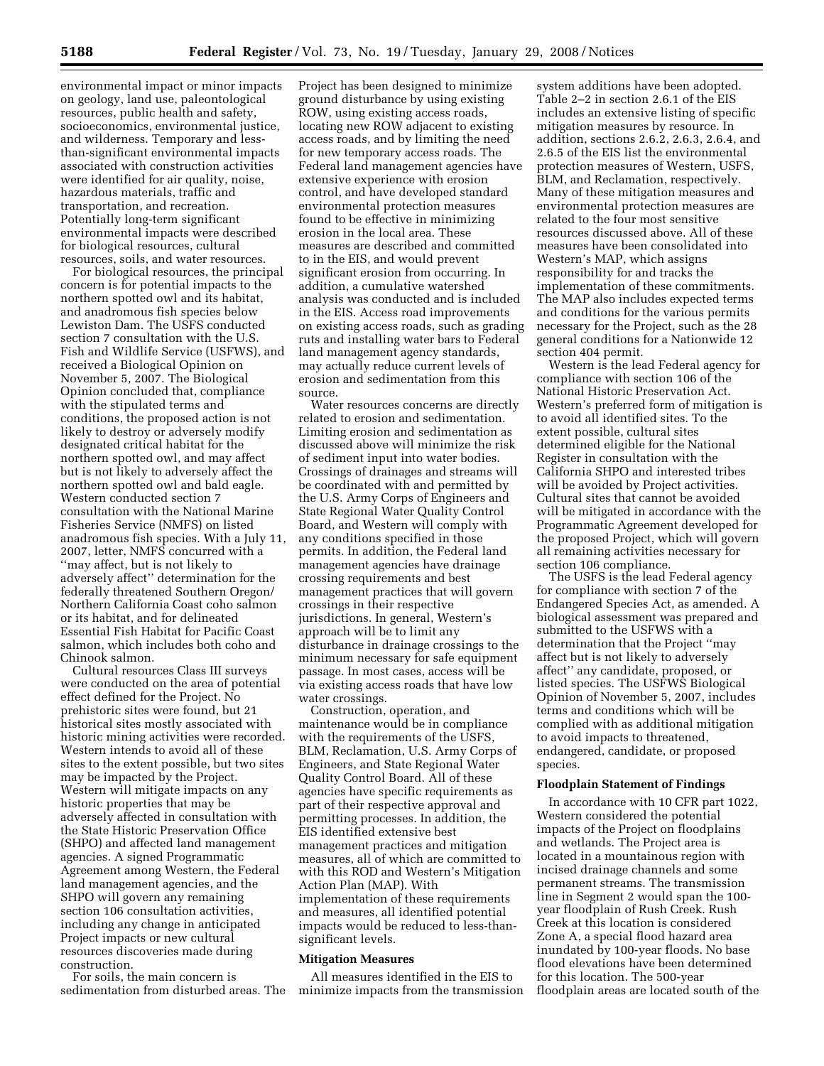environmental impact or minor impacts on geology, land use, paleontological resources, public health and safety, socioeconomics, environmental justice, and wilderness. Temporary and less-than-significant environmental impacts associated with construction activities were identified for air quality, noise, hazardous materials, traffic and transportation, and recreation. Potentially long-term significant environmental impacts were described for biological resources, cultural resources, soils, and water resources.

For biological resources, the principal concern is for potential impacts to the northern spotted owl and its habitat, and anadromous fish species below Lewiston Dam. The USFS conducted section 7 consultation with the U.S. Fish and Wildlife Service (USFWS), and received a Biological Opinion on November 5, 2007. The Biological Opinion concluded that, compliance with the stipulated terms and conditions, the proposed action is not likely to destroy or adversely modify designated critical habitat for the northern spotted owl, and may affect but is not likely to adversely affect the northern spotted owl and bald eagle. Western conducted section 7 consultation with the National Marine Fisheries Service (NMFS) on listed anadromous fish species. With a July 11, 2007, letter, NMFS concurred with a ''may affect, but is not likely to adversely affect'' determination for the federally threatened Southern Oregon/Northern California Coast coho salmon or its habitat, and for delineated Essential Fish Habitat for Pacific Coast salmon, which includes both coho and Chinook salmon.

Cultural resources Class III surveys were conducted on the area of potential effect defined for the Project. No prehistoric sites were found, but 21 historical sites mostly associated with historic mining activities were recorded. Western intends to avoid all of these sites to the extent possible, but two sites may be impacted by the Project. Western will mitigate impacts on any historic properties that may be adversely affected in consultation with the State Historic Preservation Office (SHPO) and affected land management agencies. A signed Programmatic Agreement among Western, the Federal land management agencies, and the SHPO will govern any remaining section 106 consultation activities, including any change in anticipated Project impacts or new cultural resources discoveries made during construction.

For soils, the main concern is sedimentation from disturbed areas. The Project has been designed to minimize ground disturbance by using existing ROW, using existing access roads, locating new ROW adjacent to existing access roads, and by limiting the need for new temporary access roads. The Federal land management agencies have extensive experience with erosion control, and have developed standard environmental protection measures found to be effective in minimizing erosion in the local area. These measures are described and committed to in the EIS, and would prevent significant erosion from occurring. In addition, a cumulative watershed analysis was conducted and is included in the EIS. Access road improvements on existing access roads, such as grading ruts and installing water bars to Federal land management agency standards, may actually reduce current levels of erosion and sedimentation from this source.

Water resources concerns are directly related to erosion and sedimentation. Limiting erosion and sedimentation as discussed above will minimize the risk of sediment input into water bodies. Crossings of drainages and streams will be coordinated with and permitted by the U.S. Army Corps of Engineers and State Regional Water Quality Control Board, and Western will comply with any conditions specified in those permits. In addition, the Federal land management agencies have drainage crossing requirements and best management practices that will govern crossings in their respective jurisdictions. In general, Western's approach will be to limit any disturbance in drainage crossings to the minimum necessary for safe equipment passage. In most cases, access will be via existing access roads that have low water crossings.

Construction, operation, and maintenance would be in compliance with the requirements of the USFS, BLM, Reclamation, U.S. Army Corps of Engineers, and State Regional Water Quality Control Board. All of these agencies have specific requirements as part of their respective approval and permitting processes. In addition, the EIS identified extensive best management practices and mitigation measures, all of which are committed to with this ROD and Western's Mitigation Action Plan (MAP). With implementation of these requirements and measures, all identified potential impacts would be reduced to less-than-significant levels.

**Mitigation Measures**

All measures identified in the EIS to minimize impacts from the transmission system additions have been adopted. Table 2–2 in section 2.6.1 of the EIS includes an extensive listing of specific mitigation measures by resource. In addition, sections 2.6.2, 2.6.3, 2.6.4, and 2.6.5 of the EIS list the environmental protection measures of Western, USFS, BLM, and Reclamation, respectively. Many of these mitigation measures and environmental protection measures are related to the four most sensitive resources discussed above. All of these measures have been consolidated into Western's MAP, which assigns responsibility for and tracks the implementation of these commitments. The MAP also includes expected terms and conditions for the various permits necessary for the Project, such as the 28 general conditions for a Nationwide 12 section 404 permit.

Western is the lead Federal agency for compliance with section 106 of the National Historic Preservation Act. Western's preferred form of mitigation is to avoid all identified sites. To the extent possible, cultural sites determined eligible for the National Register in consultation with the California SHPO and interested tribes will be avoided by Project activities. Cultural sites that cannot be avoided will be mitigated in accordance with the Programmatic Agreement developed for the proposed Project, which will govern all remaining activities necessary for section 106 compliance.

The USFS is the lead Federal agency for compliance with section 7 of the Endangered Species Act, as amended. A biological assessment was prepared and submitted to the USFWS with a determination that the Project ''may affect but is not likely to adversely affect'' any candidate, proposed, or listed species. The USFWS Biological Opinion of November 5, 2007, includes terms and conditions which will be complied with as additional mitigation to avoid impacts to threatened, endangered, candidate, or proposed species.

**Floodplain Statement of Findings**

In accordance with 10 CFR part 1022, Western considered the potential impacts of the Project on floodplains and wetlands. The Project area is located in a mountainous region with incised drainage channels and some permanent streams. The transmission line in Segment 2 would span the 100-year floodplain of Rush Creek. Rush Creek at this location is considered Zone A, a special flood hazard area inundated by 100-year floods. No base flood elevations have been determined for this location. The 500-year floodplain areas are located south of the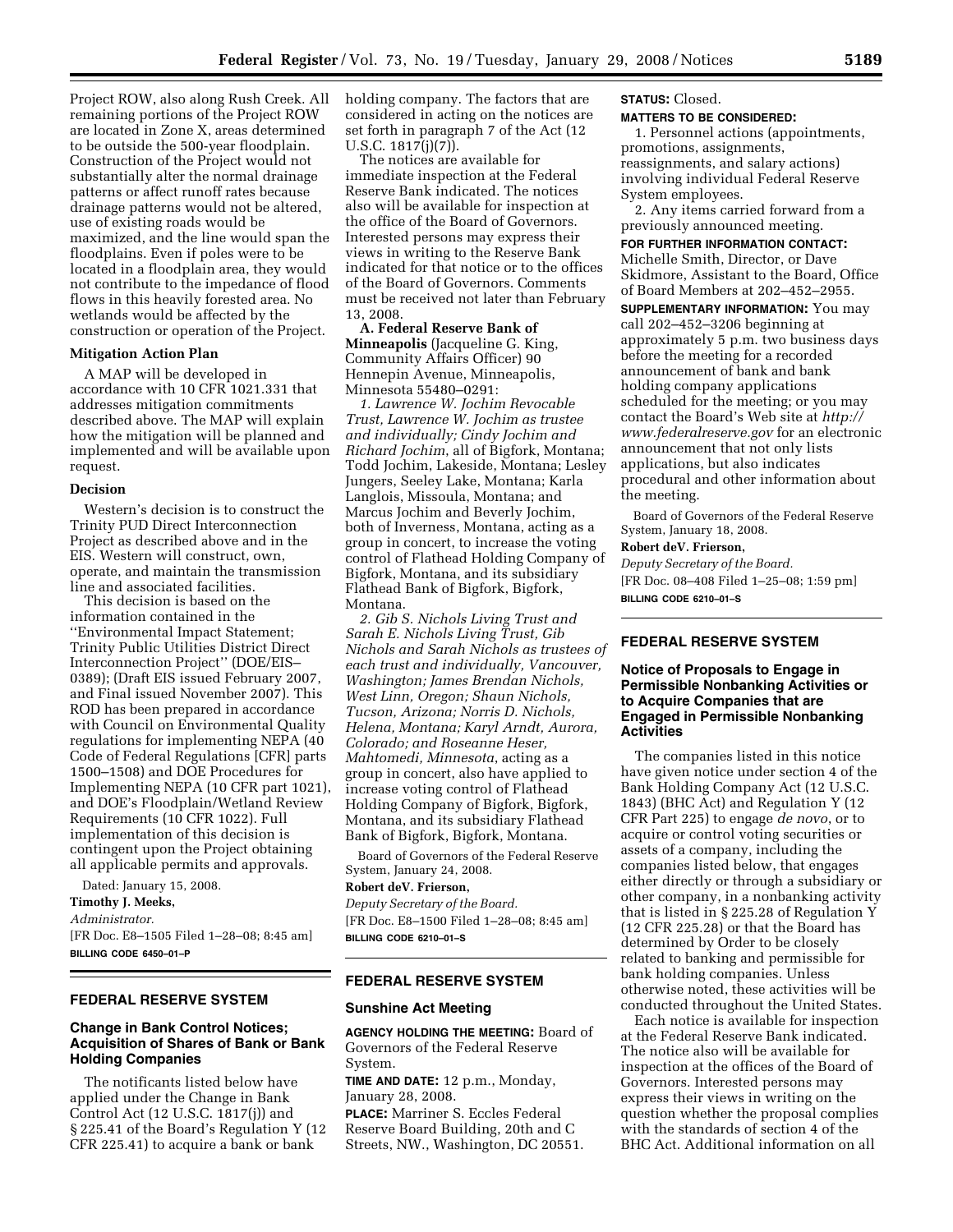Project ROW, also along Rush Creek. All remaining portions of the Project ROW are located in Zone X, areas determined to be outside the 500-year floodplain. Construction of the Project would not substantially alter the normal drainage patterns or affect runoff rates because drainage patterns would not be altered, use of existing roads would be maximized, and the line would span the floodplains. Even if poles were to be located in a floodplain area, they would not contribute to the impedance of flood flows in this heavily forested area. No wetlands would be affected by the construction or operation of the Project.

### Mitigation Action Plan

A MAP will be developed in accordance with 10 CFR 1021.331 that addresses mitigation commitments described above. The MAP will explain how the mitigation will be planned and implemented and will be available upon request.

### Decision

Western's decision is to construct the Trinity PUD Direct Interconnection Project as described above and in the EIS. Western will construct, own, operate, and maintain the transmission line and associated facilities.

This decision is based on the information contained in the ''Environmental Impact Statement; Trinity Public Utilities District Direct Interconnection Project'' (DOE/EIS–0389); (Draft EIS issued February 2007, and Final issued November 2007). This ROD has been prepared in accordance with Council on Environmental Quality regulations for implementing NEPA (40 Code of Federal Regulations [CFR] parts 1500–1508) and DOE Procedures for Implementing NEPA (10 CFR part 1021), and DOE's Floodplain/Wetland Review Requirements (10 CFR 1022). Full implementation of this decision is contingent upon the Project obtaining all applicable permits and approvals.

Dated: January 15, 2008.

**Timothy J. Meeks,**

*Administrator.*

[FR Doc. E8–1505 Filed 1–28–08; 8:45 am]

**BILLING CODE 6450–01–P**

---

## FEDERAL RESERVE SYSTEM

### Change in Bank Control Notices; Acquisition of Shares of Bank or Bank Holding Companies

The notificants listed below have applied under the Change in Bank Control Act (12 U.S.C. 1817(j)) and § 225.41 of the Board's Regulation Y (12 CFR 225.41) to acquire a bank or bank holding company. The factors that are considered in acting on the notices are set forth in paragraph 7 of the Act (12 U.S.C. 1817(j)(7)).

The notices are available for immediate inspection at the Federal Reserve Bank indicated. The notices also will be available for inspection at the office of the Board of Governors. Interested persons may express their views in writing to the Reserve Bank indicated for that notice or to the offices of the Board of Governors. Comments must be received not later than February 13, 2008.

**A. Federal Reserve Bank of Minneapolis** (Jacqueline G. King, Community Affairs Officer) 90 Hennepin Avenue, Minneapolis, Minnesota 55480–0291:

*1. Lawrence W. Jochim Revocable Trust, Lawrence W. Jochim as trustee and individually; Cindy Jochim and Richard Jochim*, all of Bigfork, Montana; Todd Jochim, Lakeside, Montana; Lesley Jungers, Seeley Lake, Montana; Karla Langlois, Missoula, Montana; and Marcus Jochim and Beverly Jochim, both of Inverness, Montana, acting as a group in concert, to increase the voting control of Flathead Holding Company of Bigfork, Montana, and its subsidiary Flathead Bank of Bigfork, Bigfork, Montana.

*2. Gib S. Nichols Living Trust and Sarah E. Nichols Living Trust, Gib Nichols and Sarah Nichols as trustees of each trust and individually, Vancouver, Washington; James Brendan Nichols, West Linn, Oregon; Shaun Nichols, Tucson, Arizona; Norris D. Nichols, Helena, Montana; Karyl Arndt, Aurora, Colorado; and Roseanne Heser, Mahtomedi, Minnesota*, acting as a group in concert, also have applied to increase voting control of Flathead Holding Company of Bigfork, Bigfork, Montana, and its subsidiary Flathead Bank of Bigfork, Bigfork, Montana.

Board of Governors of the Federal Reserve System, January 24, 2008.

**Robert deV. Frierson,**

*Deputy Secretary of the Board.*

[FR Doc. E8–1500 Filed 1–28–08; 8:45 am]

**BILLING CODE 6210–01–S**

---

## FEDERAL RESERVE SYSTEM

### Sunshine Act Meeting

**AGENCY HOLDING THE MEETING:** Board of Governors of the Federal Reserve System.

**TIME AND DATE:** 12 p.m., Monday, January 28, 2008.

**PLACE:** Marriner S. Eccles Federal Reserve Board Building, 20th and C Streets, NW., Washington, DC 20551.

**STATUS:** Closed.

**MATTERS TO BE CONSIDERED:**

1. Personnel actions (appointments, promotions, assignments, reassignments, and salary actions) involving individual Federal Reserve System employees.

2. Any items carried forward from a previously announced meeting.

**FOR FURTHER INFORMATION CONTACT:** Michelle Smith, Director, or Dave Skidmore, Assistant to the Board, Office of Board Members at 202–452–2955.

**SUPPLEMENTARY INFORMATION:** You may call 202–452–3206 beginning at approximately 5 p.m. two business days before the meeting for a recorded announcement of bank and bank holding company applications scheduled for the meeting; or you may contact the Board's Web site at *http://www.federalreserve.gov* for an electronic announcement that not only lists applications, but also indicates procedural and other information about the meeting.

Board of Governors of the Federal Reserve System, January 18, 2008.

**Robert deV. Frierson,**

*Deputy Secretary of the Board.*

[FR Doc. 08–408 Filed 1–25–08; 1:59 pm]

**BILLING CODE 6210–01–S**

---

## FEDERAL RESERVE SYSTEM

### Notice of Proposals to Engage in Permissible Nonbanking Activities or to Acquire Companies that are Engaged in Permissible Nonbanking Activities

The companies listed in this notice have given notice under section 4 of the Bank Holding Company Act (12 U.S.C. 1843) (BHC Act) and Regulation Y (12 CFR Part 225) to engage *de novo*, or to acquire or control voting securities or assets of a company, including the companies listed below, that engages either directly or through a subsidiary or other company, in a nonbanking activity that is listed in § 225.28 of Regulation Y (12 CFR 225.28) or that the Board has determined by Order to be closely related to banking and permissible for bank holding companies. Unless otherwise noted, these activities will be conducted throughout the United States.

Each notice is available for inspection at the Federal Reserve Bank indicated. The notice also will be available for inspection at the offices of the Board of Governors. Interested persons may express their views in writing on the question whether the proposal complies with the standards of section 4 of the BHC Act. Additional information on all